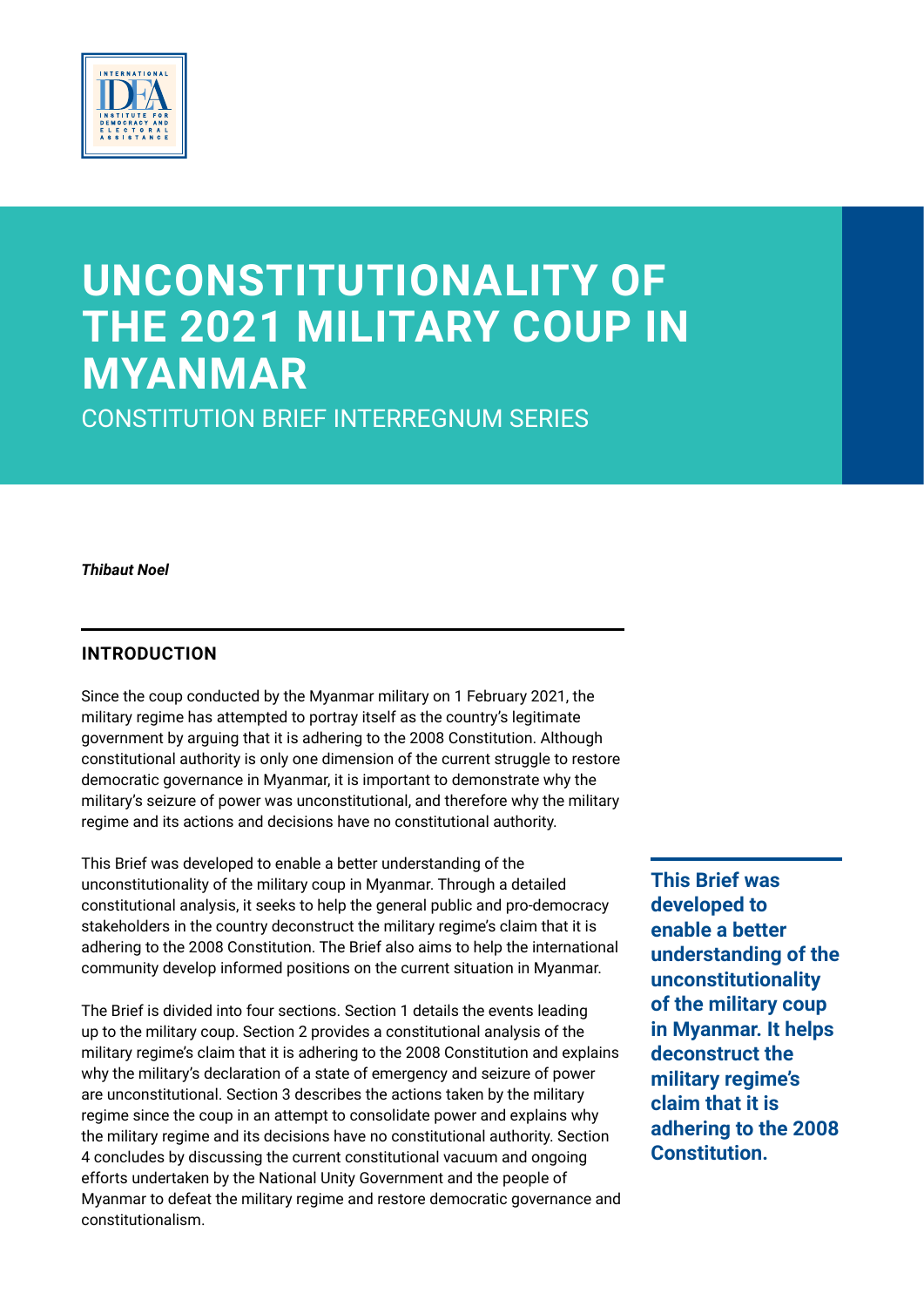# UNCONSTITUTIONALITY OF THE 2021 MILITARY COUP IN MYANMAR

CONSTITUTION BRIEF INTERREGNUM SERIES

***Thibaut Noel***

## INTRODUCTION

Since the coup conducted by the Myanmar military on 1 February 2021, the military regime has attempted to portray itself as the country's legitimate government by arguing that it is adhering to the 2008 Constitution. Although constitutional authority is only one dimension of the current struggle to restore democratic governance in Myanmar, it is important to demonstrate why the military's seizure of power was unconstitutional, and therefore why the military regime and its actions and decisions have no constitutional authority.

This Brief was developed to enable a better understanding of the unconstitutionality of the military coup in Myanmar. Through a detailed constitutional analysis, it seeks to help the general public and pro-democracy stakeholders in the country deconstruct the military regime's claim that it is adhering to the 2008 Constitution. The Brief also aims to help the international community develop informed positions on the current situation in Myanmar.

The Brief is divided into four sections. Section 1 details the events leading up to the military coup. Section 2 provides a constitutional analysis of the military regime's claim that it is adhering to the 2008 Constitution and explains why the military's declaration of a state of emergency and seizure of power are unconstitutional. Section 3 describes the actions taken by the military regime since the coup in an attempt to consolidate power and explains why the military regime and its decisions have no constitutional authority. Section 4 concludes by discussing the current constitutional vacuum and ongoing efforts undertaken by the National Unity Government and the people of Myanmar to defeat the military regime and restore democratic governance and constitutionalism.

**This Brief was developed to enable a better understanding of the unconstitutionality of the military coup in Myanmar. It helps deconstruct the military regime's claim that it is adhering to the 2008 Constitution.**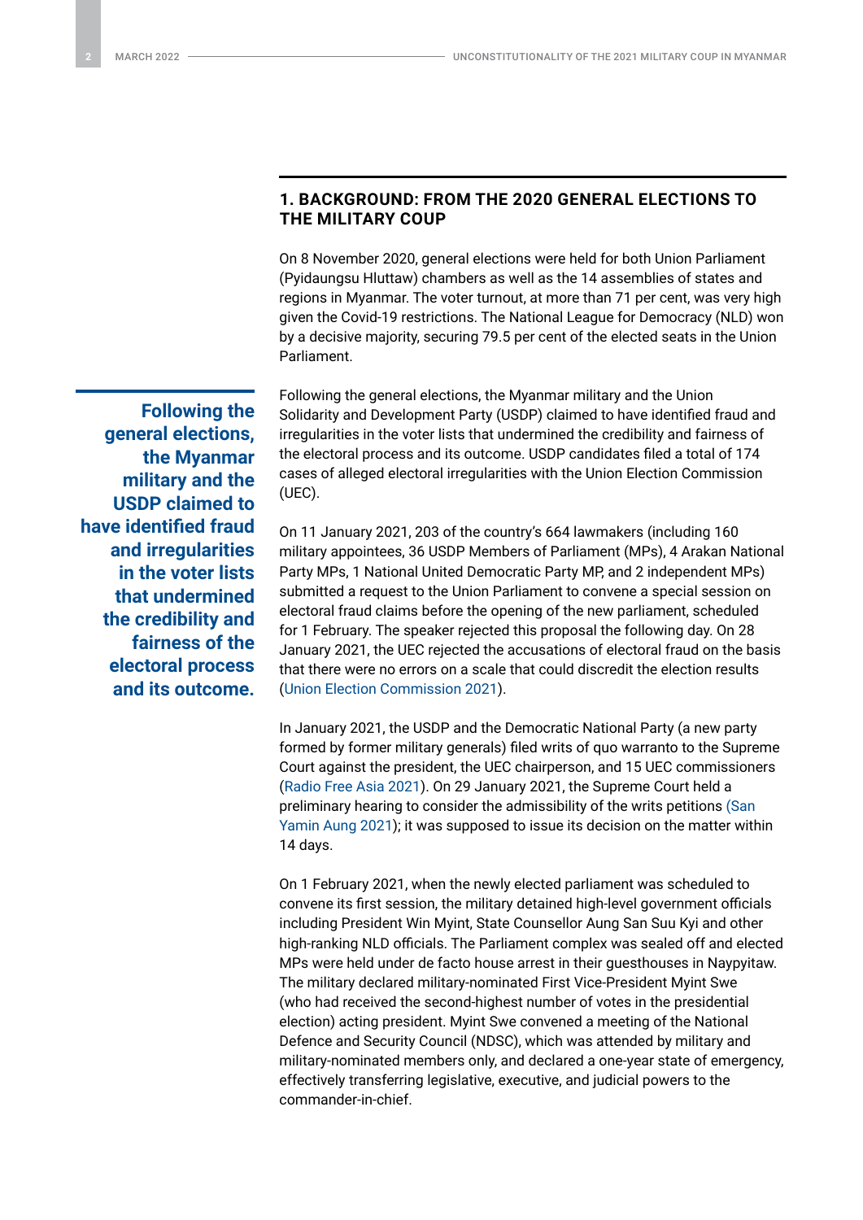## 1. BACKGROUND: FROM THE 2020 GENERAL ELECTIONS TO THE MILITARY COUP

On 8 November 2020, general elections were held for both Union Parliament (Pyidaungsu Hluttaw) chambers as well as the 14 assemblies of states and regions in Myanmar. The voter turnout, at more than 71 per cent, was very high given the Covid-19 restrictions. The National League for Democracy (NLD) won by a decisive majority, securing 79.5 per cent of the elected seats in the Union Parliament.

**Following the general elections, the Myanmar military and the USDP claimed to have identified fraud and irregularities in the voter lists that undermined the credibility and fairness of the electoral process and its outcome.**

Following the general elections, the Myanmar military and the Union Solidarity and Development Party (USDP) claimed to have identified fraud and irregularities in the voter lists that undermined the credibility and fairness of the electoral process and its outcome. USDP candidates filed a total of 174 cases of alleged electoral irregularities with the Union Election Commission (UEC).

On 11 January 2021, 203 of the country's 664 lawmakers (including 160 military appointees, 36 USDP Members of Parliament (MPs), 4 Arakan National Party MPs, 1 National United Democratic Party MP, and 2 independent MPs) submitted a request to the Union Parliament to convene a special session on electoral fraud claims before the opening of the new parliament, scheduled for 1 February. The speaker rejected this proposal the following day. On 28 January 2021, the UEC rejected the accusations of electoral fraud on the basis that there were no errors on a scale that could discredit the election results (Union Election Commission 2021).

In January 2021, the USDP and the Democratic National Party (a new party formed by former military generals) filed writs of quo warranto to the Supreme Court against the president, the UEC chairperson, and 15 UEC commissioners (Radio Free Asia 2021). On 29 January 2021, the Supreme Court held a preliminary hearing to consider the admissibility of the writs petitions (San Yamin Aung 2021); it was supposed to issue its decision on the matter within 14 days.

On 1 February 2021, when the newly elected parliament was scheduled to convene its first session, the military detained high-level government officials including President Win Myint, State Counsellor Aung San Suu Kyi and other high-ranking NLD officials. The Parliament complex was sealed off and elected MPs were held under de facto house arrest in their guesthouses in Naypyitaw. The military declared military-nominated First Vice-President Myint Swe (who had received the second-highest number of votes in the presidential election) acting president. Myint Swe convened a meeting of the National Defence and Security Council (NDSC), which was attended by military and military-nominated members only, and declared a one-year state of emergency, effectively transferring legislative, executive, and judicial powers to the commander-in-chief.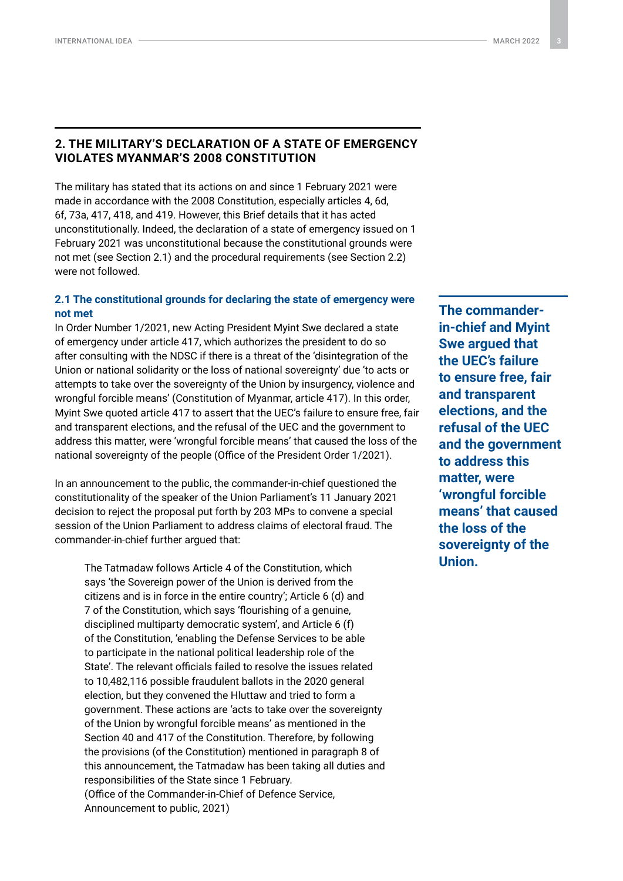## 2. THE MILITARY'S DECLARATION OF A STATE OF EMERGENCY VIOLATES MYANMAR'S 2008 CONSTITUTION

The military has stated that its actions on and since 1 February 2021 were made in accordance with the 2008 Constitution, especially articles 4, 6d, 6f, 73a, 417, 418, and 419. However, this Brief details that it has acted unconstitutionally. Indeed, the declaration of a state of emergency issued on 1 February 2021 was unconstitutional because the constitutional grounds were not met (see Section 2.1) and the procedural requirements (see Section 2.2) were not followed.

### 2.1 The constitutional grounds for declaring the state of emergency were not met

In Order Number 1/2021, new Acting President Myint Swe declared a state of emergency under article 417, which authorizes the president to do so after consulting with the NDSC if there is a threat of the 'disintegration of the Union or national solidarity or the loss of national sovereignty' due 'to acts or attempts to take over the sovereignty of the Union by insurgency, violence and wrongful forcible means' (Constitution of Myanmar, article 417). In this order, Myint Swe quoted article 417 to assert that the UEC's failure to ensure free, fair and transparent elections, and the refusal of the UEC and the government to address this matter, were 'wrongful forcible means' that caused the loss of the national sovereignty of the people (Office of the President Order 1/2021).

**The commander-in-chief and Myint Swe argued that the UEC's failure to ensure free, fair and transparent elections, and the refusal of the UEC and the government to address this matter, were 'wrongful forcible means' that caused the loss of the sovereignty of the Union.**

In an announcement to the public, the commander-in-chief questioned the constitutionality of the speaker of the Union Parliament's 11 January 2021 decision to reject the proposal put forth by 203 MPs to convene a special session of the Union Parliament to address claims of electoral fraud. The commander-in-chief further argued that:

> The Tatmadaw follows Article 4 of the Constitution, which says 'the Sovereign power of the Union is derived from the citizens and is in force in the entire country'; Article 6 (d) and 7 of the Constitution, which says 'flourishing of a genuine, disciplined multiparty democratic system', and Article 6 (f) of the Constitution, 'enabling the Defense Services to be able to participate in the national political leadership role of the State'. The relevant officials failed to resolve the issues related to 10,482,116 possible fraudulent ballots in the 2020 general election, but they convened the Hluttaw and tried to form a government. These actions are 'acts to take over the sovereignty of the Union by wrongful forcible means' as mentioned in the Section 40 and 417 of the Constitution. Therefore, by following the provisions (of the Constitution) mentioned in paragraph 8 of this announcement, the Tatmadaw has been taking all duties and responsibilities of the State since 1 February.
> (Office of the Commander-in-Chief of Defence Service, Announcement to public, 2021)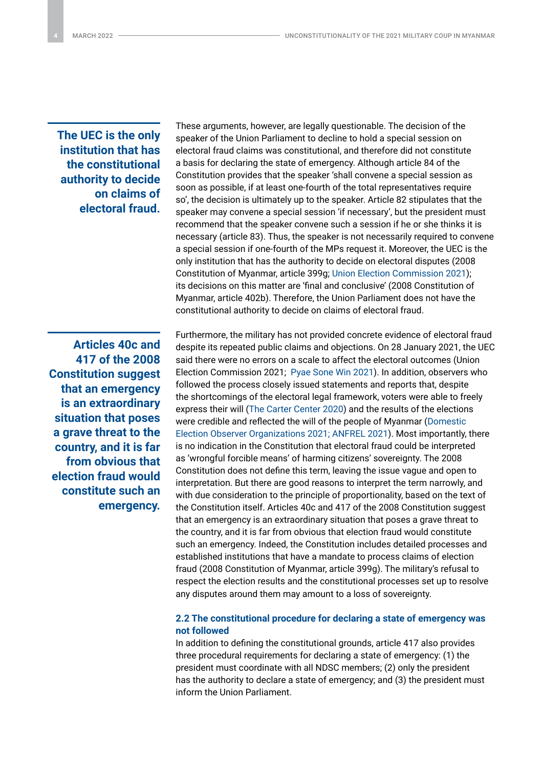**The UEC is the only institution that has the constitutional authority to decide on claims of electoral fraud.**

These arguments, however, are legally questionable. The decision of the speaker of the Union Parliament to decline to hold a special session on electoral fraud claims was constitutional, and therefore did not constitute a basis for declaring the state of emergency. Although article 84 of the Constitution provides that the speaker 'shall convene a special session as soon as possible, if at least one-fourth of the total representatives require so', the decision is ultimately up to the speaker. Article 82 stipulates that the speaker may convene a special session 'if necessary', but the president must recommend that the speaker convene such a session if he or she thinks it is necessary (article 83). Thus, the speaker is not necessarily required to convene a special session if one-fourth of the MPs request it. Moreover, the UEC is the only institution that has the authority to decide on electoral disputes (2008 Constitution of Myanmar, article 399g; Union Election Commission 2021); its decisions on this matter are 'final and conclusive' (2008 Constitution of Myanmar, article 402b). Therefore, the Union Parliament does not have the constitutional authority to decide on claims of electoral fraud.

**Articles 40c and 417 of the 2008 Constitution suggest that an emergency is an extraordinary situation that poses a grave threat to the country, and it is far from obvious that election fraud would constitute such an emergency.**

Furthermore, the military has not provided concrete evidence of electoral fraud despite its repeated public claims and objections. On 28 January 2021, the UEC said there were no errors on a scale to affect the electoral outcomes (Union Election Commission 2021; Pyae Sone Win 2021). In addition, observers who followed the process closely issued statements and reports that, despite the shortcomings of the electoral legal framework, voters were able to freely express their will (The Carter Center 2020) and the results of the elections were credible and reflected the will of the people of Myanmar (Domestic Election Observer Organizations 2021; ANFREL 2021). Most importantly, there is no indication in the Constitution that electoral fraud could be interpreted as 'wrongful forcible means' of harming citizens' sovereignty. The 2008 Constitution does not define this term, leaving the issue vague and open to interpretation. But there are good reasons to interpret the term narrowly, and with due consideration to the principle of proportionality, based on the text of the Constitution itself. Articles 40c and 417 of the 2008 Constitution suggest that an emergency is an extraordinary situation that poses a grave threat to the country, and it is far from obvious that election fraud would constitute such an emergency. Indeed, the Constitution includes detailed processes and established institutions that have a mandate to process claims of election fraud (2008 Constitution of Myanmar, article 399g). The military's refusal to respect the election results and the constitutional processes set up to resolve any disputes around them may amount to a loss of sovereignty.

### 2.2 The constitutional procedure for declaring a state of emergency was not followed

In addition to defining the constitutional grounds, article 417 also provides three procedural requirements for declaring a state of emergency: (1) the president must coordinate with all NDSC members; (2) only the president has the authority to declare a state of emergency; and (3) the president must inform the Union Parliament.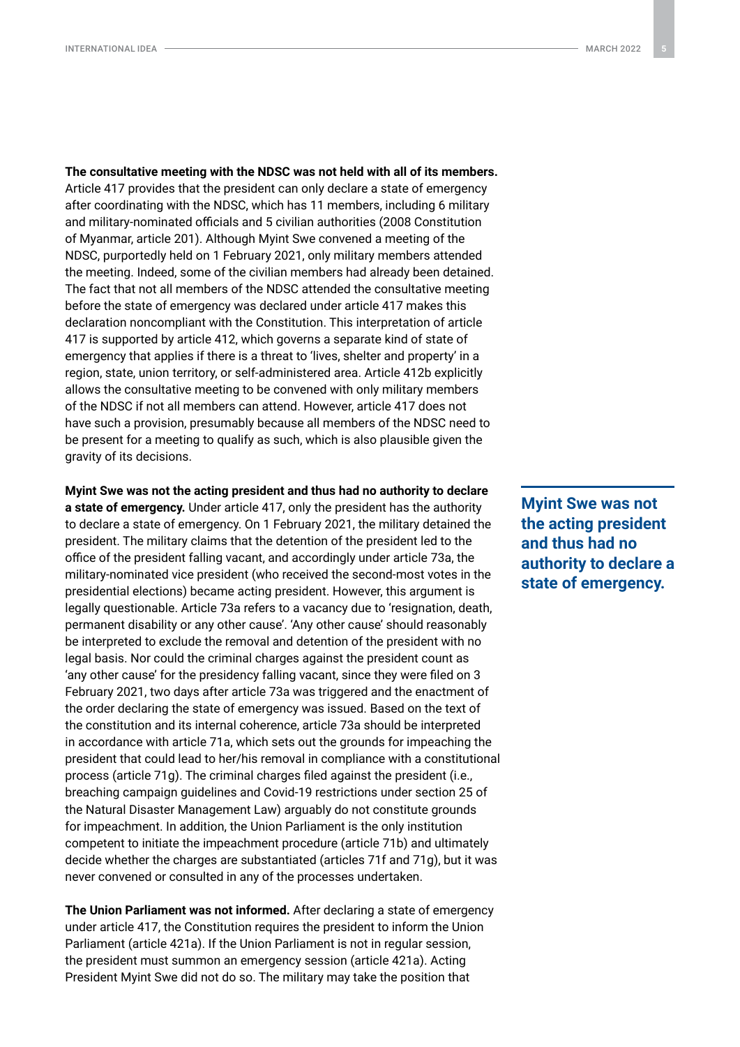**The consultative meeting with the NDSC was not held with all of its members.** Article 417 provides that the president can only declare a state of emergency after coordinating with the NDSC, which has 11 members, including 6 military and military-nominated officials and 5 civilian authorities (2008 Constitution of Myanmar, article 201). Although Myint Swe convened a meeting of the NDSC, purportedly held on 1 February 2021, only military members attended the meeting. Indeed, some of the civilian members had already been detained. The fact that not all members of the NDSC attended the consultative meeting before the state of emergency was declared under article 417 makes this declaration noncompliant with the Constitution. This interpretation of article 417 is supported by article 412, which governs a separate kind of state of emergency that applies if there is a threat to 'lives, shelter and property' in a region, state, union territory, or self-administered area. Article 412b explicitly allows the consultative meeting to be convened with only military members of the NDSC if not all members can attend. However, article 417 does not have such a provision, presumably because all members of the NDSC need to be present for a meeting to qualify as such, which is also plausible given the gravity of its decisions.

**Myint Swe was not the acting president and thus had no authority to declare a state of emergency.** Under article 417, only the president has the authority to declare a state of emergency. On 1 February 2021, the military detained the president. The military claims that the detention of the president led to the office of the president falling vacant, and accordingly under article 73a, the military-nominated vice president (who received the second-most votes in the presidential elections) became acting president. However, this argument is legally questionable. Article 73a refers to a vacancy due to 'resignation, death, permanent disability or any other cause'. 'Any other cause' should reasonably be interpreted to exclude the removal and detention of the president with no legal basis. Nor could the criminal charges against the president count as 'any other cause' for the presidency falling vacant, since they were filed on 3 February 2021, two days after article 73a was triggered and the enactment of the order declaring the state of emergency was issued. Based on the text of the constitution and its internal coherence, article 73a should be interpreted in accordance with article 71a, which sets out the grounds for impeaching the president that could lead to her/his removal in compliance with a constitutional process (article 71g). The criminal charges filed against the president (i.e., breaching campaign guidelines and Covid-19 restrictions under section 25 of the Natural Disaster Management Law) arguably do not constitute grounds for impeachment. In addition, the Union Parliament is the only institution competent to initiate the impeachment procedure (article 71b) and ultimately decide whether the charges are substantiated (articles 71f and 71g), but it was never convened or consulted in any of the processes undertaken.

> **Myint Swe was not the acting president and thus had no authority to declare a state of emergency.**

**The Union Parliament was not informed.** After declaring a state of emergency under article 417, the Constitution requires the president to inform the Union Parliament (article 421a). If the Union Parliament is not in regular session, the president must summon an emergency session (article 421a). Acting President Myint Swe did not do so. The military may take the position that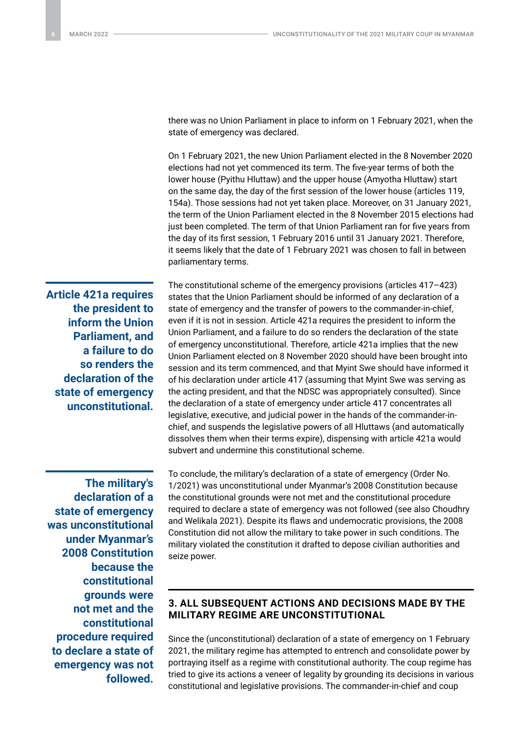there was no Union Parliament in place to inform on 1 February 2021, when the state of emergency was declared.

On 1 February 2021, the new Union Parliament elected in the 8 November 2020 elections had not yet commenced its term. The five-year terms of both the lower house (Pyithu Hluttaw) and the upper house (Amyotha Hluttaw) start on the same day, the day of the first session of the lower house (articles 119, 154a). Those sessions had not yet taken place. Moreover, on 31 January 2021, the term of the Union Parliament elected in the 8 November 2015 elections had just been completed. The term of that Union Parliament ran for five years from the day of its first session, 1 February 2016 until 31 January 2021. Therefore, it seems likely that the date of 1 February 2021 was chosen to fall in between parliamentary terms.

**Article 421a requires the president to inform the Union Parliament, and a failure to do so renders the declaration of the state of emergency unconstitutional.**

The constitutional scheme of the emergency provisions (articles 417–423) states that the Union Parliament should be informed of any declaration of a state of emergency and the transfer of powers to the commander-in-chief, even if it is not in session. Article 421a requires the president to inform the Union Parliament, and a failure to do so renders the declaration of the state of emergency unconstitutional. Therefore, article 421a implies that the new Union Parliament elected on 8 November 2020 should have been brought into session and its term commenced, and that Myint Swe should have informed it of his declaration under article 417 (assuming that Myint Swe was serving as the acting president, and that the NDSC was appropriately consulted). Since the declaration of a state of emergency under article 417 concentrates all legislative, executive, and judicial power in the hands of the commander-in-chief, and suspends the legislative powers of all Hluttaws (and automatically dissolves them when their terms expire), dispensing with article 421a would subvert and undermine this constitutional scheme.

**The military's declaration of a state of emergency was unconstitutional under Myanmar's 2008 Constitution because the constitutional grounds were not met and the constitutional procedure required to declare a state of emergency was not followed.**

To conclude, the military's declaration of a state of emergency (Order No. 1/2021) was unconstitutional under Myanmar's 2008 Constitution because the constitutional grounds were not met and the constitutional procedure required to declare a state of emergency was not followed (see also Choudhry and Welikala 2021). Despite its flaws and undemocratic provisions, the 2008 Constitution did not allow the military to take power in such conditions. The military violated the constitution it drafted to depose civilian authorities and seize power.

## 3. ALL SUBSEQUENT ACTIONS AND DECISIONS MADE BY THE MILITARY REGIME ARE UNCONSTITUTIONAL

Since the (unconstitutional) declaration of a state of emergency on 1 February 2021, the military regime has attempted to entrench and consolidate power by portraying itself as a regime with constitutional authority. The coup regime has tried to give its actions a veneer of legality by grounding its decisions in various constitutional and legislative provisions. The commander-in-chief and coup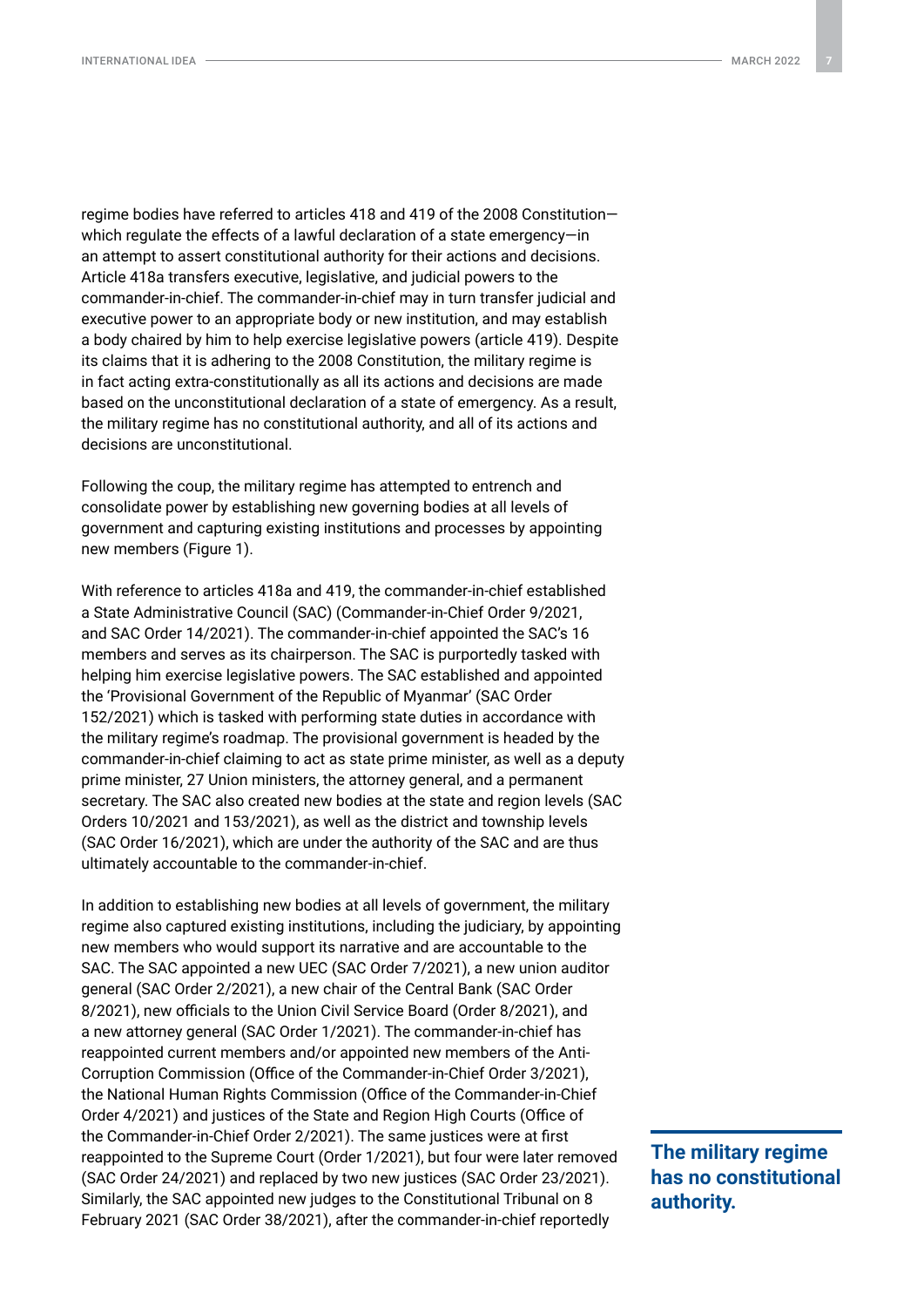regime bodies have referred to articles 418 and 419 of the 2008 Constitution—which regulate the effects of a lawful declaration of a state emergency—in an attempt to assert constitutional authority for their actions and decisions. Article 418a transfers executive, legislative, and judicial powers to the commander-in-chief. The commander-in-chief may in turn transfer judicial and executive power to an appropriate body or new institution, and may establish a body chaired by him to help exercise legislative powers (article 419). Despite its claims that it is adhering to the 2008 Constitution, the military regime is in fact acting extra-constitutionally as all its actions and decisions are made based on the unconstitutional declaration of a state of emergency. As a result, the military regime has no constitutional authority, and all of its actions and decisions are unconstitutional.

Following the coup, the military regime has attempted to entrench and consolidate power by establishing new governing bodies at all levels of government and capturing existing institutions and processes by appointing new members (Figure 1).

With reference to articles 418a and 419, the commander-in-chief established a State Administrative Council (SAC) (Commander-in-Chief Order 9/2021, and SAC Order 14/2021). The commander-in-chief appointed the SAC's 16 members and serves as its chairperson. The SAC is purportedly tasked with helping him exercise legislative powers. The SAC established and appointed the 'Provisional Government of the Republic of Myanmar' (SAC Order 152/2021) which is tasked with performing state duties in accordance with the military regime's roadmap. The provisional government is headed by the commander-in-chief claiming to act as state prime minister, as well as a deputy prime minister, 27 Union ministers, the attorney general, and a permanent secretary. The SAC also created new bodies at the state and region levels (SAC Orders 10/2021 and 153/2021), as well as the district and township levels (SAC Order 16/2021), which are under the authority of the SAC and are thus ultimately accountable to the commander-in-chief.

In addition to establishing new bodies at all levels of government, the military regime also captured existing institutions, including the judiciary, by appointing new members who would support its narrative and are accountable to the SAC. The SAC appointed a new UEC (SAC Order 7/2021), a new union auditor general (SAC Order 2/2021), a new chair of the Central Bank (SAC Order 8/2021), new officials to the Union Civil Service Board (Order 8/2021), and a new attorney general (SAC Order 1/2021). The commander-in-chief has reappointed current members and/or appointed new members of the Anti-Corruption Commission (Office of the Commander-in-Chief Order 3/2021), the National Human Rights Commission (Office of the Commander-in-Chief Order 4/2021) and justices of the State and Region High Courts (Office of the Commander-in-Chief Order 2/2021). The same justices were at first reappointed to the Supreme Court (Order 1/2021), but four were later removed (SAC Order 24/2021) and replaced by two new justices (SAC Order 23/2021). Similarly, the SAC appointed new judges to the Constitutional Tribunal on 8 February 2021 (SAC Order 38/2021), after the commander-in-chief reportedly

**The military regime has no constitutional authority.**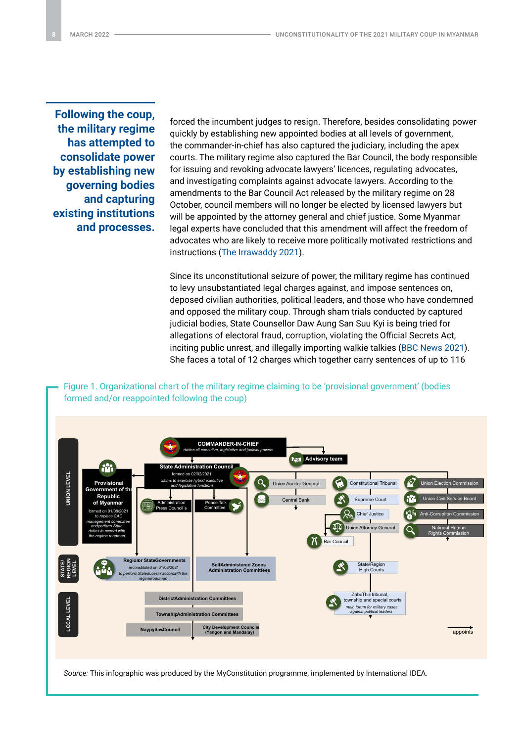**Following the coup, the military regime has attempted to consolidate power by establishing new governing bodies and capturing existing institutions and processes.**

forced the incumbent judges to resign. Therefore, besides consolidating power quickly by establishing new appointed bodies at all levels of government, the commander-in-chief has also captured the judiciary, including the apex courts. The military regime also captured the Bar Council, the body responsible for issuing and revoking advocate lawyers' licences, regulating advocates, and investigating complaints against advocate lawyers. According to the amendments to the Bar Council Act released by the military regime on 28 October, council members will no longer be elected by licensed lawyers but will be appointed by the attorney general and chief justice. Some Myanmar legal experts have concluded that this amendment will affect the freedom of advocates who are likely to receive more politically motivated restrictions and instructions (The Irrawaddy 2021).

Since its unconstitutional seizure of power, the military regime has continued to levy unsubstantiated legal charges against, and impose sentences on, deposed civilian authorities, political leaders, and those who have condemned and opposed the military coup. Through sham trials conducted by captured judicial bodies, State Counsellor Daw Aung San Suu Kyi is being tried for allegations of electoral fraud, corruption, violating the Official Secrets Act, inciting public unrest, and illegally importing walkie talkies (BBC News 2021). She faces a total of 12 charges which together carry sentences of up to 116

Figure 1. Organizational chart of the military regime claiming to be 'provisional government' (bodies formed and/or reappointed following the coup)

*Source:* This infographic was produced by the MyConstitution programme, implemented by International IDEA.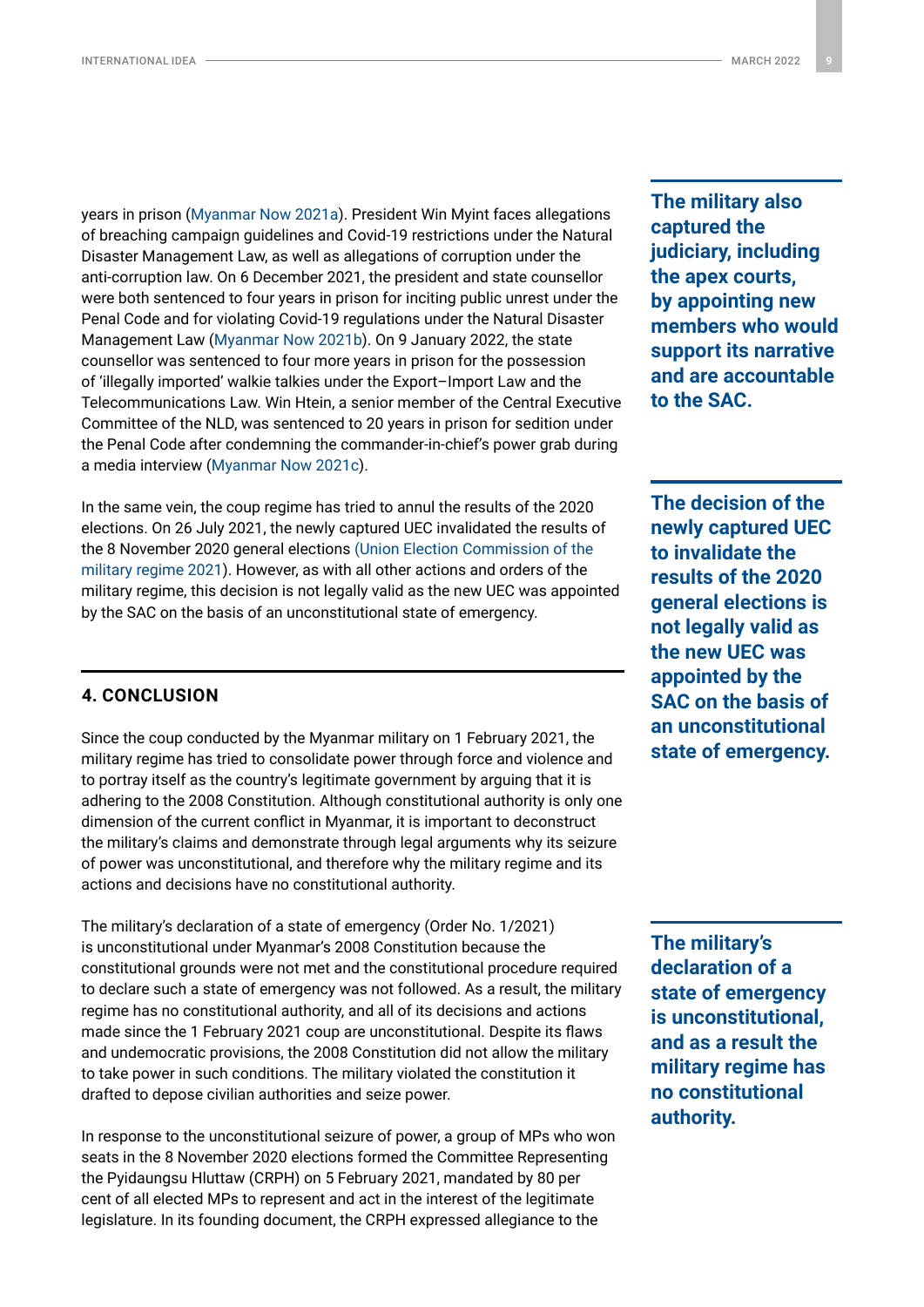years in prison (Myanmar Now 2021a). President Win Myint faces allegations of breaching campaign guidelines and Covid-19 restrictions under the Natural Disaster Management Law, as well as allegations of corruption under the anti-corruption law. On 6 December 2021, the president and state counsellor were both sentenced to four years in prison for inciting public unrest under the Penal Code and for violating Covid-19 regulations under the Natural Disaster Management Law (Myanmar Now 2021b). On 9 January 2022, the state counsellor was sentenced to four more years in prison for the possession of 'illegally imported' walkie talkies under the Export–Import Law and the Telecommunications Law. Win Htein, a senior member of the Central Executive Committee of the NLD, was sentenced to 20 years in prison for sedition under the Penal Code after condemning the commander-in-chief's power grab during a media interview (Myanmar Now 2021c).

**The military also captured the judiciary, including the apex courts, by appointing new members who would support its narrative and are accountable to the SAC.**

In the same vein, the coup regime has tried to annul the results of the 2020 elections. On 26 July 2021, the newly captured UEC invalidated the results of the 8 November 2020 general elections (Union Election Commission of the military regime 2021). However, as with all other actions and orders of the military regime, this decision is not legally valid as the new UEC was appointed by the SAC on the basis of an unconstitutional state of emergency.

**The decision of the newly captured UEC to invalidate the results of the 2020 general elections is not legally valid as the new UEC was appointed by the SAC on the basis of an unconstitutional state of emergency.**

## 4. CONCLUSION

Since the coup conducted by the Myanmar military on 1 February 2021, the military regime has tried to consolidate power through force and violence and to portray itself as the country's legitimate government by arguing that it is adhering to the 2008 Constitution. Although constitutional authority is only one dimension of the current conflict in Myanmar, it is important to deconstruct the military's claims and demonstrate through legal arguments why its seizure of power was unconstitutional, and therefore why the military regime and its actions and decisions have no constitutional authority.

The military's declaration of a state of emergency (Order No. 1/2021) is unconstitutional under Myanmar's 2008 Constitution because the constitutional grounds were not met and the constitutional procedure required to declare such a state of emergency was not followed. As a result, the military regime has no constitutional authority, and all of its decisions and actions made since the 1 February 2021 coup are unconstitutional. Despite its flaws and undemocratic provisions, the 2008 Constitution did not allow the military to take power in such conditions. The military violated the constitution it drafted to depose civilian authorities and seize power.

**The military's declaration of a state of emergency is unconstitutional, and as a result the military regime has no constitutional authority.**

In response to the unconstitutional seizure of power, a group of MPs who won seats in the 8 November 2020 elections formed the Committee Representing the Pyidaungsu Hluttaw (CRPH) on 5 February 2021, mandated by 80 per cent of all elected MPs to represent and act in the interest of the legitimate legislature. In its founding document, the CRPH expressed allegiance to the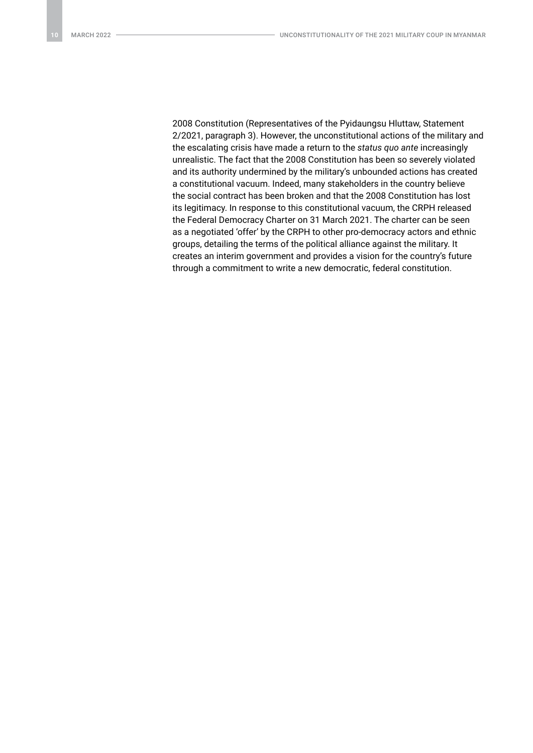2008 Constitution (Representatives of the Pyidaungsu Hluttaw, Statement 2/2021, paragraph 3). However, the unconstitutional actions of the military and the escalating crisis have made a return to the *status quo ante* increasingly unrealistic. The fact that the 2008 Constitution has been so severely violated and its authority undermined by the military's unbounded actions has created a constitutional vacuum. Indeed, many stakeholders in the country believe the social contract has been broken and that the 2008 Constitution has lost its legitimacy. In response to this constitutional vacuum, the CRPH released the Federal Democracy Charter on 31 March 2021. The charter can be seen as a negotiated 'offer' by the CRPH to other pro-democracy actors and ethnic groups, detailing the terms of the political alliance against the military. It creates an interim government and provides a vision for the country's future through a commitment to write a new democratic, federal constitution.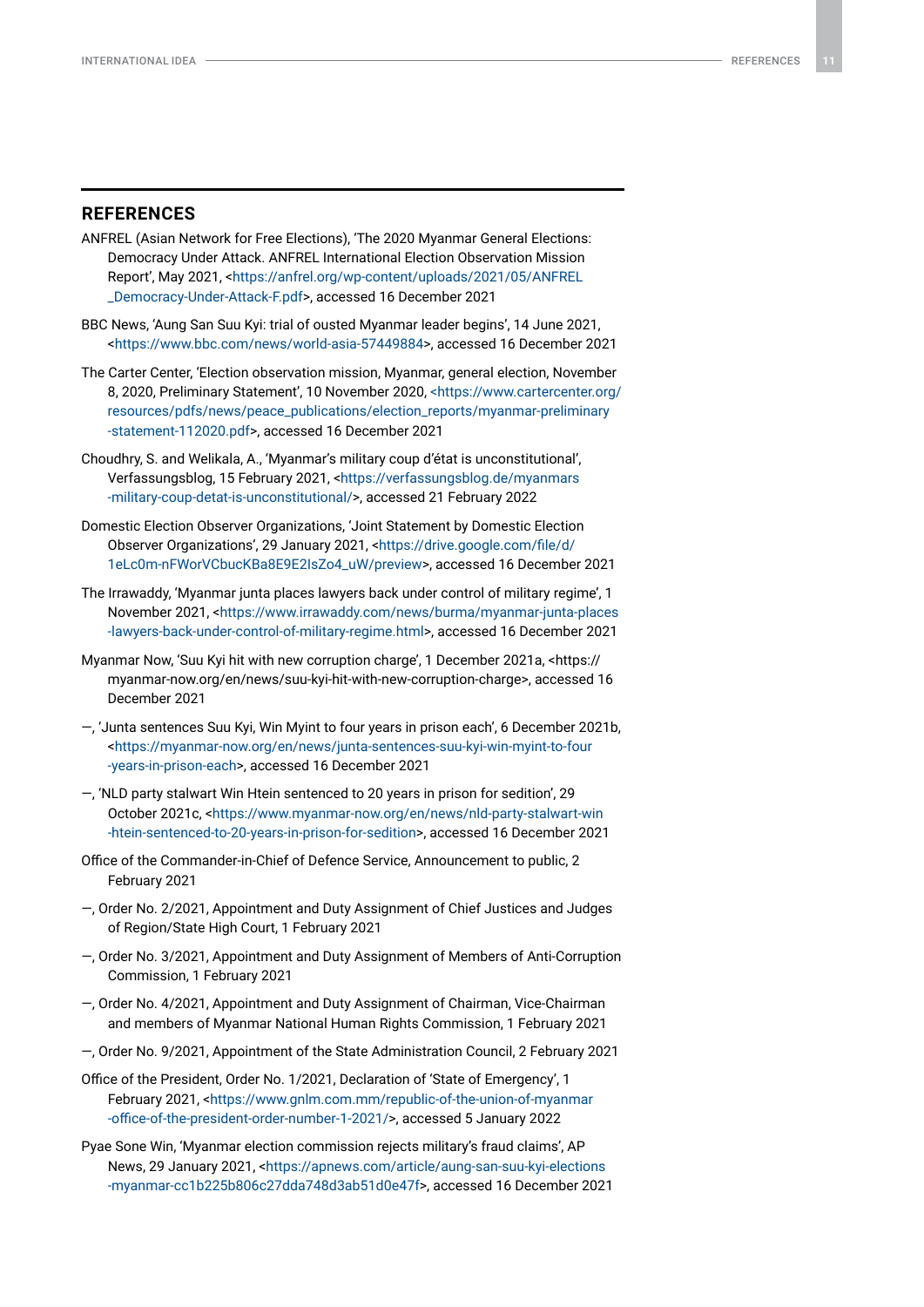## REFERENCES

ANFREL (Asian Network for Free Elections), 'The 2020 Myanmar General Elections: Democracy Under Attack. ANFREL International Election Observation Mission Report', May 2021, <https://anfrel.org/wp-content/uploads/2021/05/ANFREL_Democracy-Under-Attack-F.pdf>, accessed 16 December 2021

BBC News, 'Aung San Suu Kyi: trial of ousted Myanmar leader begins', 14 June 2021, <https://www.bbc.com/news/world-asia-57449884>, accessed 16 December 2021

The Carter Center, 'Election observation mission, Myanmar, general election, November 8, 2020, Preliminary Statement', 10 November 2020, <https://www.cartercenter.org/resources/pdfs/news/peace_publications/election_reports/myanmar-preliminary-statement-112020.pdf>, accessed 16 December 2021

Choudhry, S. and Welikala, A., 'Myanmar's military coup d'état is unconstitutional', Verfassungsblog, 15 February 2021, <https://verfassungsblog.de/myanmars-military-coup-detat-is-unconstitutional/>, accessed 21 February 2022

Domestic Election Observer Organizations, 'Joint Statement by Domestic Election Observer Organizations', 29 January 2021, <https://drive.google.com/file/d/1eLc0m-nFWorVCbucKBa8E9E2IsZo4_uW/preview>, accessed 16 December 2021

The Irrawaddy, 'Myanmar junta places lawyers back under control of military regime', 1 November 2021, <https://www.irrawaddy.com/news/burma/myanmar-junta-places-lawyers-back-under-control-of-military-regime.html>, accessed 16 December 2021

Myanmar Now, 'Suu Kyi hit with new corruption charge', 1 December 2021a, <https://myanmar-now.org/en/news/suu-kyi-hit-with-new-corruption-charge>, accessed 16 December 2021

—, 'Junta sentences Suu Kyi, Win Myint to four years in prison each', 6 December 2021b, <https://myanmar-now.org/en/news/junta-sentences-suu-kyi-win-myint-to-four-years-in-prison-each>, accessed 16 December 2021

—, 'NLD party stalwart Win Htein sentenced to 20 years in prison for sedition', 29 October 2021c, <https://www.myanmar-now.org/en/news/nld-party-stalwart-win-htein-sentenced-to-20-years-in-prison-for-sedition>, accessed 16 December 2021

Office of the Commander-in-Chief of Defence Service, Announcement to public, 2 February 2021

—, Order No. 2/2021, Appointment and Duty Assignment of Chief Justices and Judges of Region/State High Court, 1 February 2021

—, Order No. 3/2021, Appointment and Duty Assignment of Members of Anti-Corruption Commission, 1 February 2021

—, Order No. 4/2021, Appointment and Duty Assignment of Chairman, Vice-Chairman and members of Myanmar National Human Rights Commission, 1 February 2021

—, Order No. 9/2021, Appointment of the State Administration Council, 2 February 2021

Office of the President, Order No. 1/2021, Declaration of 'State of Emergency', 1 February 2021, <https://www.gnlm.com.mm/republic-of-the-union-of-myanmar-office-of-the-president-order-number-1-2021/>, accessed 5 January 2022

Pyae Sone Win, 'Myanmar election commission rejects military's fraud claims', AP News, 29 January 2021, <https://apnews.com/article/aung-san-suu-kyi-elections-myanmar-cc1b225b806c27dda748d3ab51d0e47f>, accessed 16 December 2021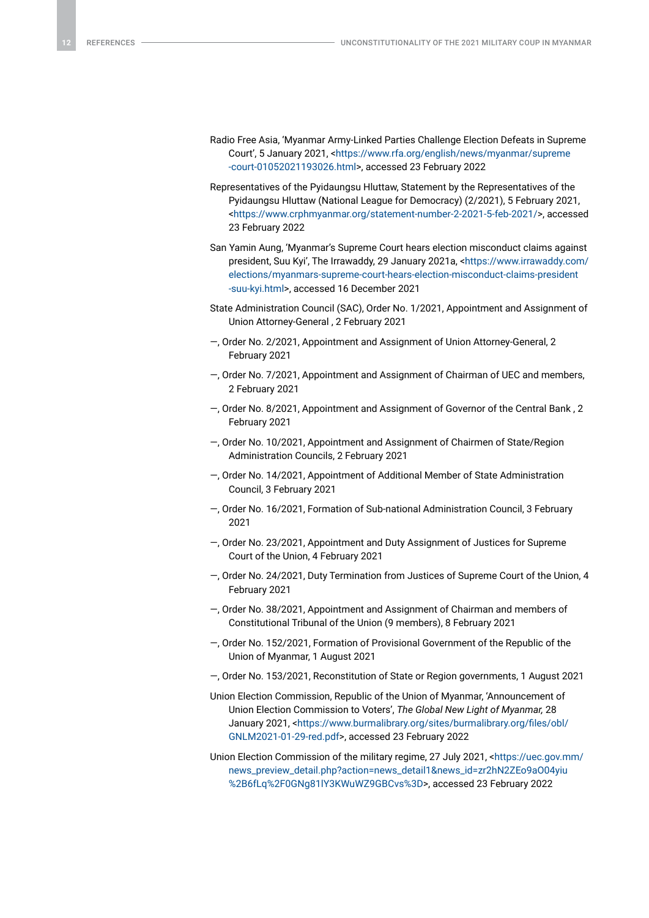Radio Free Asia, 'Myanmar Army-Linked Parties Challenge Election Defeats in Supreme Court', 5 January 2021, <https://www.rfa.org/english/news/myanmar/supreme-court-01052021193026.html>, accessed 23 February 2022

Representatives of the Pyidaungsu Hluttaw, Statement by the Representatives of the Pyidaungsu Hluttaw (National League for Democracy) (2/2021), 5 February 2021, <https://www.crphmyanmar.org/statement-number-2-2021-5-feb-2021/>, accessed 23 February 2022

San Yamin Aung, 'Myanmar's Supreme Court hears election misconduct claims against president, Suu Kyi', The Irrawaddy, 29 January 2021a, <https://www.irrawaddy.com/elections/myanmars-supreme-court-hears-election-misconduct-claims-president-suu-kyi.html>, accessed 16 December 2021

State Administration Council (SAC), Order No. 1/2021, Appointment and Assignment of Union Attorney-General , 2 February 2021

—, Order No. 2/2021, Appointment and Assignment of Union Attorney-General, 2 February 2021

—, Order No. 7/2021, Appointment and Assignment of Chairman of UEC and members, 2 February 2021

—, Order No. 8/2021, Appointment and Assignment of Governor of the Central Bank , 2 February 2021

—, Order No. 10/2021, Appointment and Assignment of Chairmen of State/Region Administration Councils, 2 February 2021

—, Order No. 14/2021, Appointment of Additional Member of State Administration Council, 3 February 2021

—, Order No. 16/2021, Formation of Sub-national Administration Council, 3 February 2021

—, Order No. 23/2021, Appointment and Duty Assignment of Justices for Supreme Court of the Union, 4 February 2021

—, Order No. 24/2021, Duty Termination from Justices of Supreme Court of the Union, 4 February 2021

—, Order No. 38/2021, Appointment and Assignment of Chairman and members of Constitutional Tribunal of the Union (9 members), 8 February 2021

—, Order No. 152/2021, Formation of Provisional Government of the Republic of the Union of Myanmar, 1 August 2021

—, Order No. 153/2021, Reconstitution of State or Region governments, 1 August 2021

Union Election Commission, Republic of the Union of Myanmar, 'Announcement of Union Election Commission to Voters', *The Global New Light of Myanmar,* 28 January 2021, <https://www.burmalibrary.org/sites/burmalibrary.org/files/obl/GNLM2021-01-29-red.pdf>, accessed 23 February 2022

Union Election Commission of the military regime, 27 July 2021, <https://uec.gov.mm/news_preview_detail.php?action=news_detail1&news_id=zr2hN2ZEo9aO04yiu%2B6fLq%2F0GNg81lY3KWuWZ9GBCvs%3D>, accessed 23 February 2022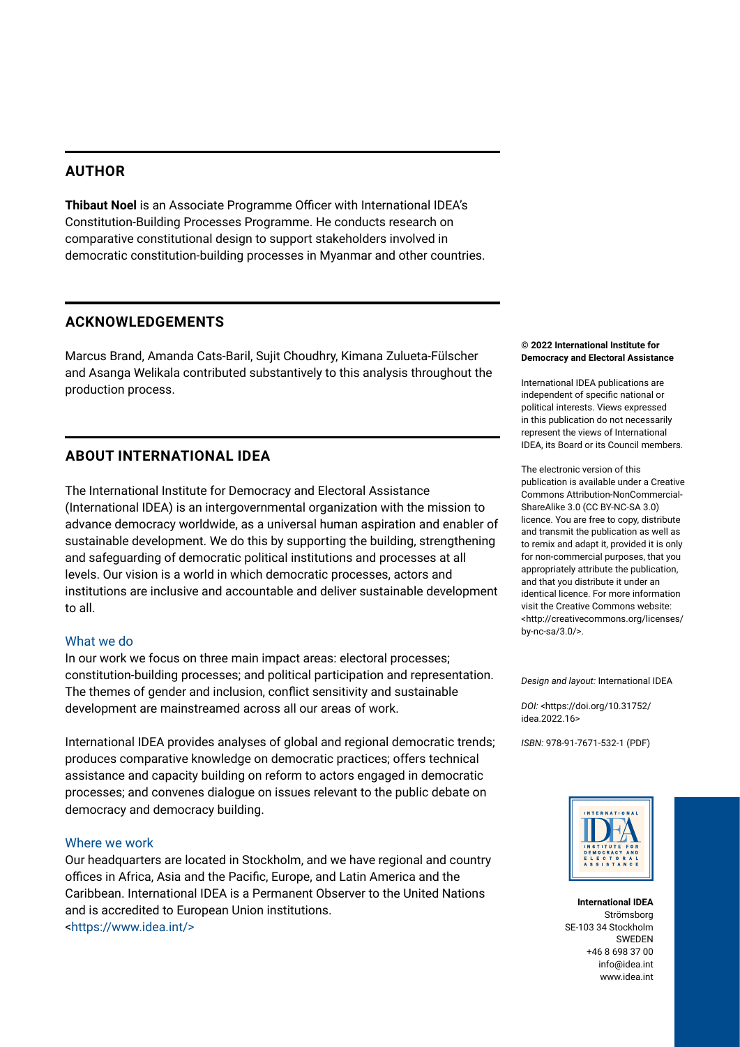## AUTHOR

**Thibaut Noel** is an Associate Programme Officer with International IDEA's Constitution-Building Processes Programme. He conducts research on comparative constitutional design to support stakeholders involved in democratic constitution-building processes in Myanmar and other countries.

## ACKNOWLEDGEMENTS

Marcus Brand, Amanda Cats-Baril, Sujit Choudhry, Kimana Zulueta-Fülscher and Asanga Welikala contributed substantively to this analysis throughout the production process.

## ABOUT INTERNATIONAL IDEA

The International Institute for Democracy and Electoral Assistance (International IDEA) is an intergovernmental organization with the mission to advance democracy worldwide, as a universal human aspiration and enabler of sustainable development. We do this by supporting the building, strengthening and safeguarding of democratic political institutions and processes at all levels. Our vision is a world in which democratic processes, actors and institutions are inclusive and accountable and deliver sustainable development to all.

### What we do

In our work we focus on three main impact areas: electoral processes; constitution-building processes; and political participation and representation. The themes of gender and inclusion, conflict sensitivity and sustainable development are mainstreamed across all our areas of work.

International IDEA provides analyses of global and regional democratic trends; produces comparative knowledge on democratic practices; offers technical assistance and capacity building on reform to actors engaged in democratic processes; and convenes dialogue on issues relevant to the public debate on democracy and democracy building.

### Where we work

Our headquarters are located in Stockholm, and we have regional and country offices in Africa, Asia and the Pacific, Europe, and Latin America and the Caribbean. International IDEA is a Permanent Observer to the United Nations and is accredited to European Union institutions.
<https://www.idea.int/>

**© 2022 International Institute for Democracy and Electoral Assistance**

International IDEA publications are independent of specific national or political interests. Views expressed in this publication do not necessarily represent the views of International IDEA, its Board or its Council members.

The electronic version of this publication is available under a Creative Commons Attribution-NonCommercial-ShareAlike 3.0 (CC BY-NC-SA 3.0) licence. You are free to copy, distribute and transmit the publication as well as to remix and adapt it, provided it is only for non-commercial purposes, that you appropriately attribute the publication, and that you distribute it under an identical licence. For more information visit the Creative Commons website: <http://creativecommons.org/licenses/by-nc-sa/3.0/>.

*Design and layout:* International IDEA

*DOI:* <https://doi.org/10.31752/idea.2022.16>

*ISBN:* 978-91-7671-532-1 (PDF)

**International IDEA**
Strömsborg
SE-103 34 Stockholm
SWEDEN
+46 8 698 37 00
info@idea.int
www.idea.int